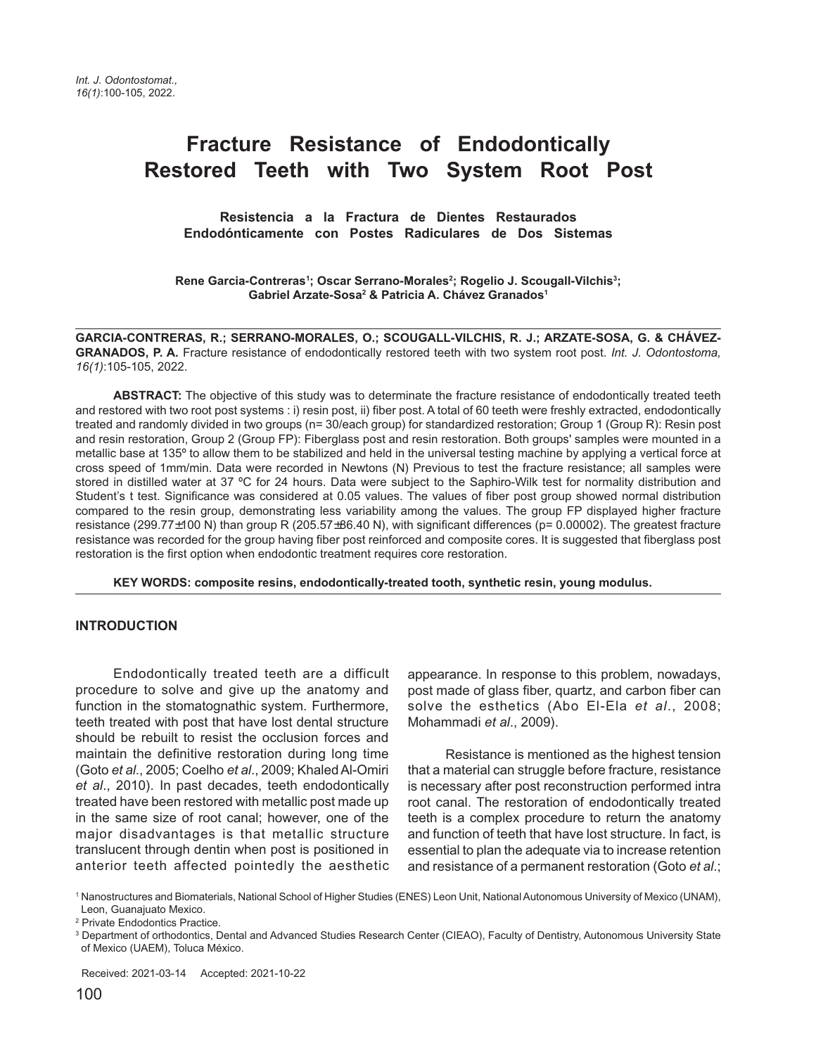# Fracture Resistance of Endodontically Restored Teeth with Two System Root Post

### Resistencia a la Fractura de Dientes Restaurados Endodónticamente con Postes Radiculares de Dos Sistemas

**Rene Garcia-Contreras[1]; Oscar Serrano-Morales[2]; Rogelio J. Scougall-Vilchis[3]; Gabriel Arzate-Sosa[2] & Patricia A. Chávez Granados[1]**

**GARCIA-CONTRERAS, R.; SERRANO-MORALES, O.; SCOUGALL-VILCHIS, R. J.; ARZATE-SOSA, G. & CHÁVEZ-GRANADOS, P. A.** Fracture resistance of endodontically restored teeth with two system root post. *Int. J. Odontostoma, 16(1)*:105-105, 2022.

**ABSTRACT:** The objective of this study was to determinate the fracture resistance of endodontically treated teeth and restored with two root post systems : i) resin post, ii) fiber post. A total of 60 teeth were freshly extracted, endodontically treated and randomly divided in two groups (n= 30/each group) for standardized restoration; Group 1 (Group R): Resin post and resin restoration, Group 2 (Group FP): Fiberglass post and resin restoration. Both groups' samples were mounted in a metallic base at 135º to allow them to be stabilized and held in the universal testing machine by applying a vertical force at cross speed of 1mm/min. Data were recorded in Newtons (N) Previous to test the fracture resistance; all samples were stored in distilled water at 37 ºC for 24 hours. Data were subject to the Saphiro-Wilk test for normality distribution and Student's t test. Significance was considered at 0.05 values. The values of fiber post group showed normal distribution compared to the resin group, demonstrating less variability among the values. The group FP displayed higher fracture resistance (299.77±100 N) than group R (205.57±86.40 N), with significant differences (p= 0.00002). The greatest fracture resistance was recorded for the group having fiber post reinforced and composite cores. It is suggested that fiberglass post restoration is the first option when endodontic treatment requires core restoration.

**KEY WORDS: composite resins, endodontically-treated tooth, synthetic resin, young modulus.**

## INTRODUCTION

Endodontically treated teeth are a difficult procedure to solve and give up the anatomy and function in the stomatognathic system. Furthermore, teeth treated with post that have lost dental structure should be rebuilt to resist the occlusion forces and maintain the definitive restoration during long time (Goto *et al*., 2005; Coelho *et al*., 2009; Khaled Al-Omiri *et al*., 2010). In past decades, teeth endodontically treated have been restored with metallic post made up in the same size of root canal; however, one of the major disadvantages is that metallic structure translucent through dentin when post is positioned in anterior teeth affected pointedly the aesthetic appearance. In response to this problem, nowadays, post made of glass fiber, quartz, and carbon fiber can solve the esthetics (Abo El-Ela *et al*., 2008; Mohammadi *et al*., 2009).

Resistance is mentioned as the highest tension that a material can struggle before fracture, resistance is necessary after post reconstruction performed intra root canal. The restoration of endodontically treated teeth is a complex procedure to return the anatomy and function of teeth that have lost structure. In fact, is essential to plan the adequate via to increase retention and resistance of a permanent restoration (Goto *et al*.;

[1] Nanostructures and Biomaterials, National School of Higher Studies (ENES) Leon Unit, National Autonomous University of Mexico (UNAM), Leon, Guanajuato Mexico.

[2] Private Endodontics Practice.

[3] Department of orthodontics, Dental and Advanced Studies Research Center (CIEAO), Faculty of Dentistry, Autonomous University State of Mexico (UAEM), Toluca México.

Received: 2021-03-14 Accepted: 2021-10-22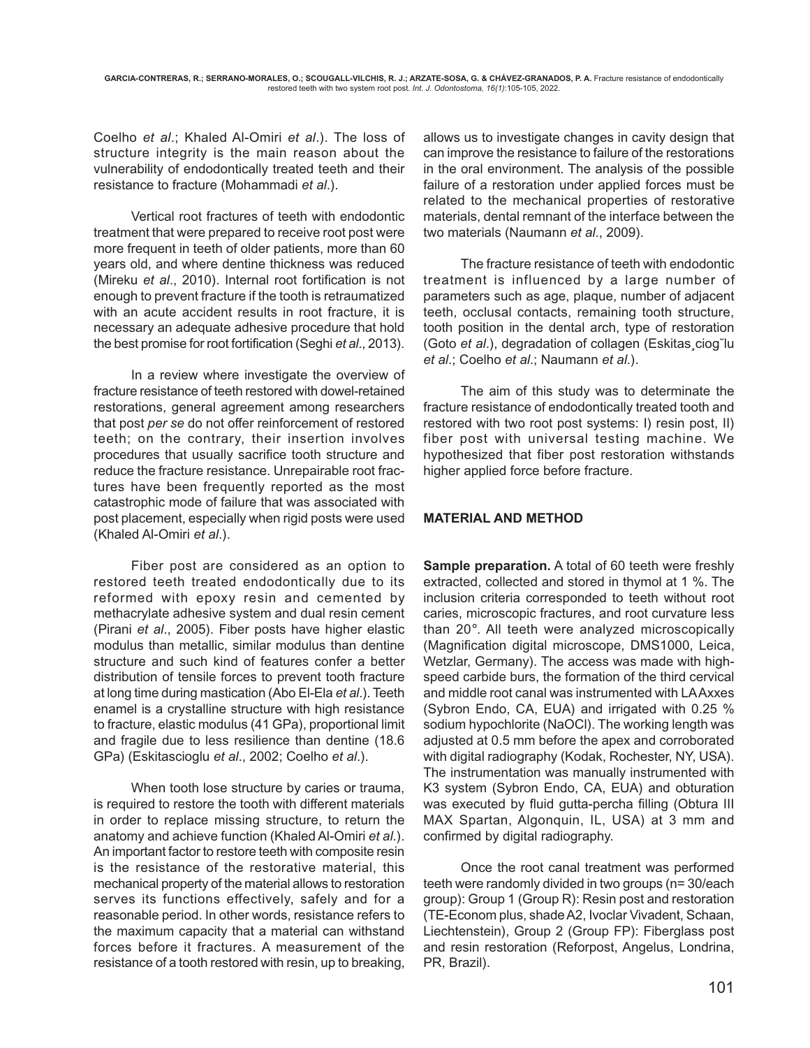Coelho *et al*.; Khaled Al-Omiri *et al*.). The loss of structure integrity is the main reason about the vulnerability of endodontically treated teeth and their resistance to fracture (Mohammadi *et al*.).

Vertical root fractures of teeth with endodontic treatment that were prepared to receive root post were more frequent in teeth of older patients, more than 60 years old, and where dentine thickness was reduced (Mireku *et al*., 2010). Internal root fortification is not enough to prevent fracture if the tooth is retraumatized with an acute accident results in root fracture, it is necessary an adequate adhesive procedure that hold the best promise for root fortification (Seghi *et al*., 2013).

In a review where investigate the overview of fracture resistance of teeth restored with dowel-retained restorations, general agreement among researchers that post *per se* do not offer reinforcement of restored teeth; on the contrary, their insertion involves procedures that usually sacrifice tooth structure and reduce the fracture resistance. Unrepairable root fractures have been frequently reported as the most catastrophic mode of failure that was associated with post placement, especially when rigid posts were used (Khaled Al-Omiri *et al*.).

Fiber post are considered as an option to restored teeth treated endodontically due to its reformed with epoxy resin and cemented by methacrylate adhesive system and dual resin cement (Pirani *et al*., 2005). Fiber posts have higher elastic modulus than metallic, similar modulus than dentine structure and such kind of features confer a better distribution of tensile forces to prevent tooth fracture at long time during mastication (Abo El-Ela *et al*.). Teeth enamel is a crystalline structure with high resistance to fracture, elastic modulus (41 GPa), proportional limit and fragile due to less resilience than dentine (18.6 GPa) (Eskitascioglu *et al*., 2002; Coelho *et al*.).

When tooth lose structure by caries or trauma, is required to restore the tooth with different materials in order to replace missing structure, to return the anatomy and achieve function (Khaled Al-Omiri *et al*.). An important factor to restore teeth with composite resin is the resistance of the restorative material, this mechanical property of the material allows to restoration serves its functions effectively, safely and for a reasonable period. In other words, resistance refers to the maximum capacity that a material can withstand forces before it fractures. A measurement of the resistance of a tooth restored with resin, up to breaking, allows us to investigate changes in cavity design that can improve the resistance to failure of the restorations in the oral environment. The analysis of the possible failure of a restoration under applied forces must be related to the mechanical properties of restorative materials, dental remnant of the interface between the two materials (Naumann *et al*., 2009).

The fracture resistance of teeth with endodontic treatment is influenced by a large number of parameters such as age, plaque, number of adjacent teeth, occlusal contacts, remaining tooth structure, tooth position in the dental arch, type of restoration (Goto *et al*.), degradation of collagen (Eskitas¸ciog˘lu *et al*.; Coelho *et al*.; Naumann *et al*.).

The aim of this study was to determinate the fracture resistance of endodontically treated tooth and restored with two root post systems: I) resin post, II) fiber post with universal testing machine. We hypothesized that fiber post restoration withstands higher applied force before fracture.

## MATERIAL AND METHOD

**Sample preparation.** A total of 60 teeth were freshly extracted, collected and stored in thymol at 1 %. The inclusion criteria corresponded to teeth without root caries, microscopic fractures, and root curvature less than 20°. All teeth were analyzed microscopically (Magnification digital microscope, DMS1000, Leica, Wetzlar, Germany). The access was made with high-speed carbide burs, the formation of the third cervical and middle root canal was instrumented with LA Axxes (Sybron Endo, CA, EUA) and irrigated with 0.25 % sodium hypochlorite (NaOCl). The working length was adjusted at 0.5 mm before the apex and corroborated with digital radiography (Kodak, Rochester, NY, USA). The instrumentation was manually instrumented with K3 system (Sybron Endo, CA, EUA) and obturation was executed by fluid gutta-percha filling (Obtura III MAX Spartan, Algonquin, IL, USA) at 3 mm and confirmed by digital radiography.

Once the root canal treatment was performed teeth were randomly divided in two groups (n= 30/each group): Group 1 (Group R): Resin post and restoration (TE-Econom plus, shade A2, Ivoclar Vivadent, Schaan, Liechtenstein), Group 2 (Group FP): Fiberglass post and resin restoration (Reforpost, Angelus, Londrina, PR, Brazil).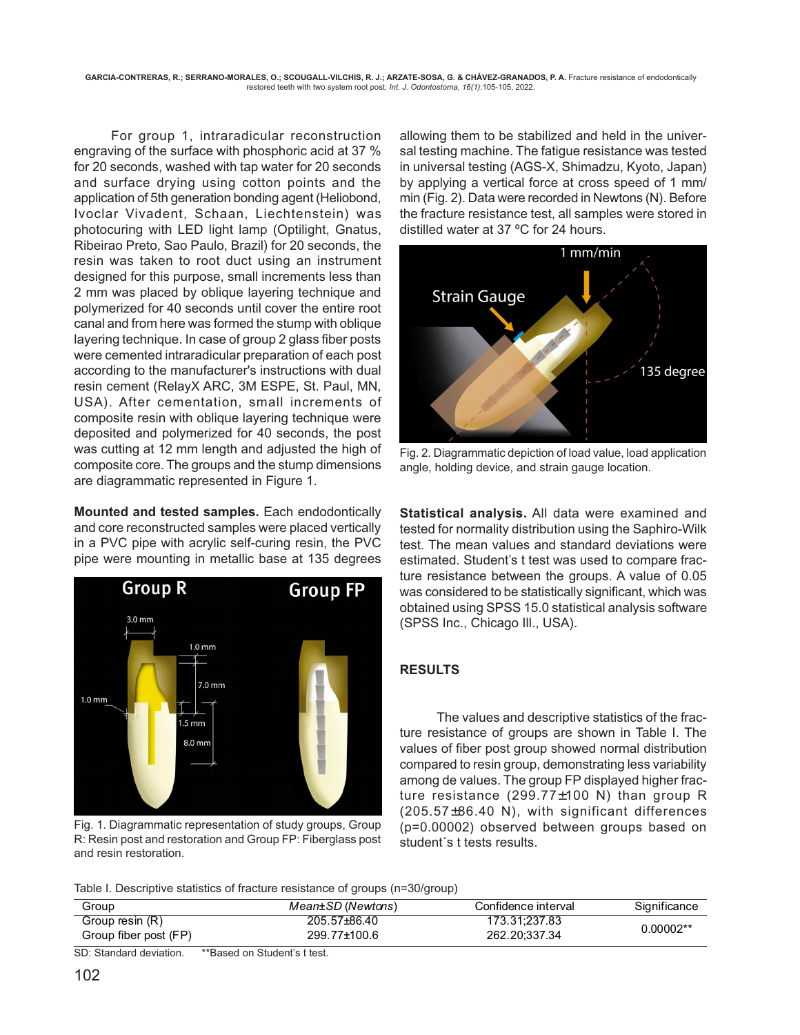For group 1, intraradicular reconstruction engraving of the surface with phosphoric acid at 37 % for 20 seconds, washed with tap water for 20 seconds and surface drying using cotton points and the application of 5th generation bonding agent (Heliobond, Ivoclar Vivadent, Schaan, Liechtenstein) was photocuring with LED light lamp (Optilight, Gnatus, Ribeirao Preto, Sao Paulo, Brazil) for 20 seconds, the resin was taken to root duct using an instrument designed for this purpose, small increments less than 2 mm was placed by oblique layering technique and polymerized for 40 seconds until cover the entire root canal and from here was formed the stump with oblique layering technique. In case of group 2 glass fiber posts were cemented intraradicular preparation of each post according to the manufacturer's instructions with dual resin cement (RelayX ARC, 3M ESPE, St. Paul, MN, USA). After cementation, small increments of composite resin with oblique layering technique were deposited and polymerized for 40 seconds, the post was cutting at 12 mm length and adjusted the high of composite core. The groups and the stump dimensions are diagrammatic represented in Figure 1.

**Mounted and tested samples.** Each endodontically and core reconstructed samples were placed vertically in a PVC pipe with acrylic self-curing resin, the PVC pipe were mounting in metallic base at 135 degrees allowing them to be stabilized and held in the universal testing machine. The fatigue resistance was tested in universal testing (AGS-X, Shimadzu, Kyoto, Japan) by applying a vertical force at cross speed of 1 mm/min (Fig. 2). Data were recorded in Newtons (N). Before the fracture resistance test, all samples were stored in distilled water at 37 ºC for 24 hours.

Group R

Group FP

3.0 mm

1.0 mm

7.0 mm

1.0 mm

1.5 mm

8.0 mm

Fig. 1. Diagrammatic representation of study groups, Group R: Resin post and restoration and Group FP: Fiberglass post and resin restoration.

1 mm/min

Strain Gauge

135 degree

Fig. 2. Diagrammatic depiction of load value, load application angle, holding device, and strain gauge location.

**Statistical analysis.** All data were examined and tested for normality distribution using the Saphiro-Wilk test. The mean values and standard deviations were estimated. Student's t test was used to compare fracture resistance between the groups. A value of 0.05 was considered to be statistically significant, which was obtained using SPSS 15.0 statistical analysis software (SPSS Inc., Chicago Ill., USA).

## RESULTS

The values and descriptive statistics of the fracture resistance of groups are shown in Table I. The values of fiber post group showed normal distribution compared to resin group, demonstrating less variability among de values. The group FP displayed higher fracture resistance (299.77±100 N) than group R (205.57±86.40 N), with significant differences (p=0.00002) observed between groups based on student´s t tests results.

Table I. Descriptive statistics of fracture resistance of groups (n=30/group)

| Group | *Mean±SD (Newtons)* | Confidence interval | Significance |
|---|---|---|---|
| Group resin (R) | 205.57±86.40 | 173.31;237.83 | 0.00002** |
| Group fiber post (FP) | 299.77±100.6 | 262.20;337.34 | |

SD: Standard deviation. **Based on Student's t test.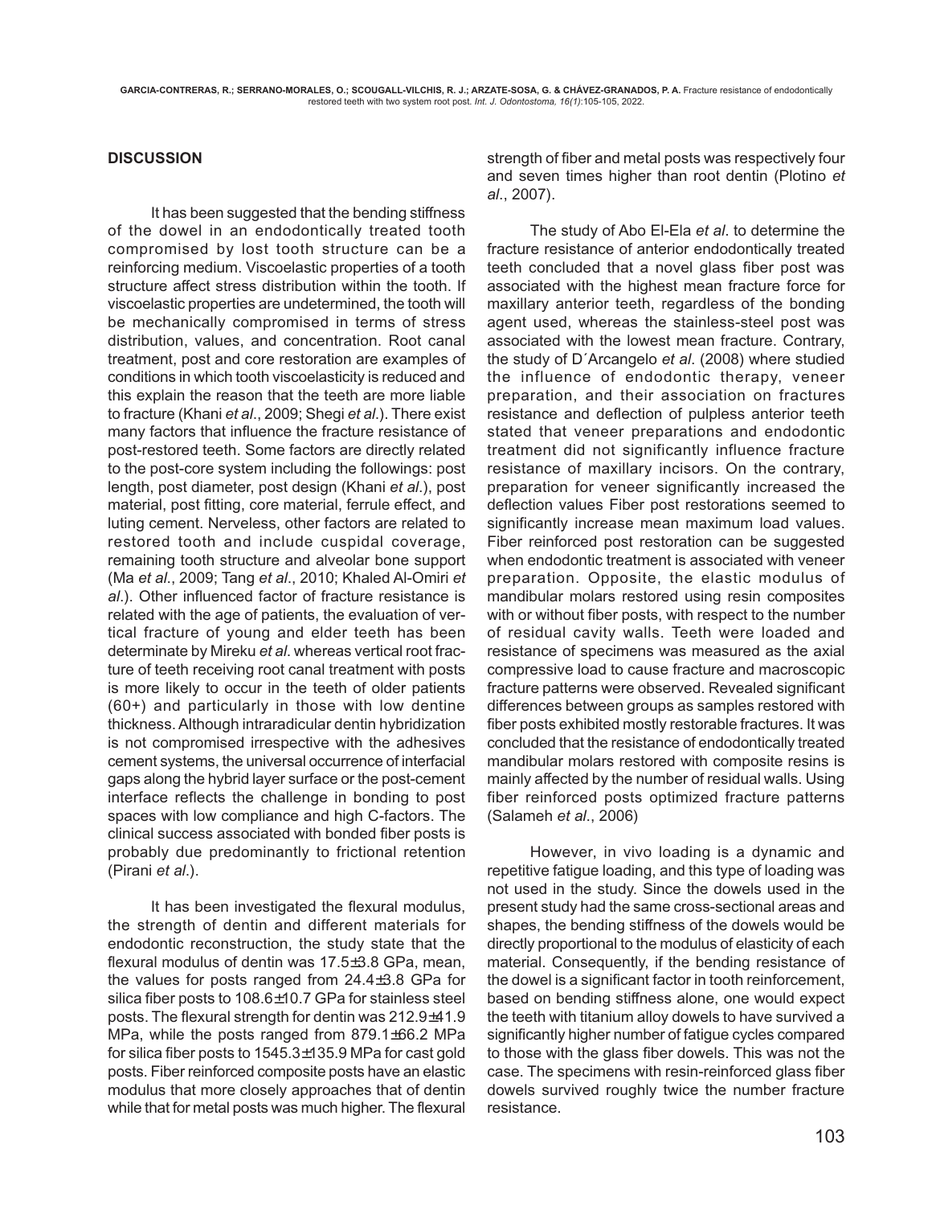## DISCUSSION

It has been suggested that the bending stiffness of the dowel in an endodontically treated tooth compromised by lost tooth structure can be a reinforcing medium. Viscoelastic properties of a tooth structure affect stress distribution within the tooth. If viscoelastic properties are undetermined, the tooth will be mechanically compromised in terms of stress distribution, values, and concentration. Root canal treatment, post and core restoration are examples of conditions in which tooth viscoelasticity is reduced and this explain the reason that the teeth are more liable to fracture (Khani *et al*., 2009; Shegi *et al*.). There exist many factors that influence the fracture resistance of post-restored teeth. Some factors are directly related to the post-core system including the followings: post length, post diameter, post design (Khani *et al*.), post material, post fitting, core material, ferrule effect, and luting cement. Nerveless, other factors are related to restored tooth and include cuspidal coverage, remaining tooth structure and alveolar bone support (Ma *et al*., 2009; Tang *et al*., 2010; Khaled Al-Omiri *et al*.). Other influenced factor of fracture resistance is related with the age of patients, the evaluation of vertical fracture of young and elder teeth has been determinate by Mireku *et al*. whereas vertical root fracture of teeth receiving root canal treatment with posts is more likely to occur in the teeth of older patients (60+) and particularly in those with low dentine thickness. Although intraradicular dentin hybridization is not compromised irrespective with the adhesives cement systems, the universal occurrence of interfacial gaps along the hybrid layer surface or the post-cement interface reflects the challenge in bonding to post spaces with low compliance and high C-factors. The clinical success associated with bonded fiber posts is probably due predominantly to frictional retention (Pirani *et al*.).

It has been investigated the flexural modulus, the strength of dentin and different materials for endodontic reconstruction, the study state that the flexural modulus of dentin was 17.5±3.8 GPa, mean, the values for posts ranged from 24.4±3.8 GPa for silica fiber posts to 108.6±10.7 GPa for stainless steel posts. The flexural strength for dentin was 212.9±41.9 MPa, while the posts ranged from 879.1±66.2 MPa for silica fiber posts to 1545.3±135.9 MPa for cast gold posts. Fiber reinforced composite posts have an elastic modulus that more closely approaches that of dentin while that for metal posts was much higher. The flexural strength of fiber and metal posts was respectively four and seven times higher than root dentin (Plotino *et al*., 2007).

The study of Abo El-Ela *et al*. to determine the fracture resistance of anterior endodontically treated teeth concluded that a novel glass fiber post was associated with the highest mean fracture force for maxillary anterior teeth, regardless of the bonding agent used, whereas the stainless-steel post was associated with the lowest mean fracture. Contrary, the study of D´Arcangelo *et al*. (2008) where studied the influence of endodontic therapy, veneer preparation, and their association on fractures resistance and deflection of pulpless anterior teeth stated that veneer preparations and endodontic treatment did not significantly influence fracture resistance of maxillary incisors. On the contrary, preparation for veneer significantly increased the deflection values Fiber post restorations seemed to significantly increase mean maximum load values. Fiber reinforced post restoration can be suggested when endodontic treatment is associated with veneer preparation. Opposite, the elastic modulus of mandibular molars restored using resin composites with or without fiber posts, with respect to the number of residual cavity walls. Teeth were loaded and resistance of specimens was measured as the axial compressive load to cause fracture and macroscopic fracture patterns were observed. Revealed significant differences between groups as samples restored with fiber posts exhibited mostly restorable fractures. It was concluded that the resistance of endodontically treated mandibular molars restored with composite resins is mainly affected by the number of residual walls. Using fiber reinforced posts optimized fracture patterns (Salameh *et al*., 2006)

However, in vivo loading is a dynamic and repetitive fatigue loading, and this type of loading was not used in the study. Since the dowels used in the present study had the same cross-sectional areas and shapes, the bending stiffness of the dowels would be directly proportional to the modulus of elasticity of each material. Consequently, if the bending resistance of the dowel is a significant factor in tooth reinforcement, based on bending stiffness alone, one would expect the teeth with titanium alloy dowels to have survived a significantly higher number of fatigue cycles compared to those with the glass fiber dowels. This was not the case. The specimens with resin-reinforced glass fiber dowels survived roughly twice the number fracture resistance.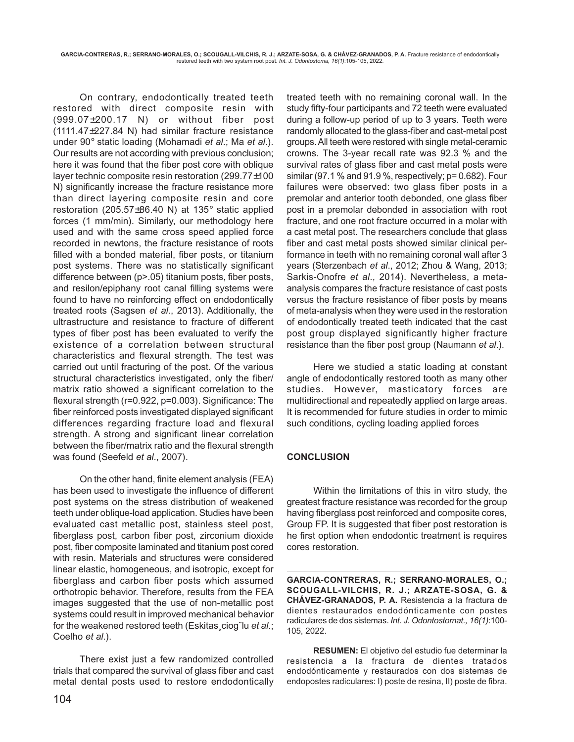On contrary, endodontically treated teeth restored with direct composite resin with (999.07±200.17 N) or without fiber post (1111.47±227.84 N) had similar fracture resistance under 90° static loading (Mohamadi *et al*.; Ma *et al*.). Our results are not according with previous conclusion; here it was found that the fiber post core with oblique layer technic composite resin restoration (299.77±100 N) significantly increase the fracture resistance more than direct layering composite resin and core restoration (205.57±86.40 N) at 135° static applied forces (1 mm/min). Similarly, our methodology here used and with the same cross speed applied force recorded in newtons, the fracture resistance of roots filled with a bonded material, fiber posts, or titanium post systems. There was no statistically significant difference between (p>.05) titanium posts, fiber posts, and resilon/epiphany root canal filling systems were found to have no reinforcing effect on endodontically treated roots (Sagsen *et al*., 2013). Additionally, the ultrastructure and resistance to fracture of different types of fiber post has been evaluated to verify the existence of a correlation between structural characteristics and flexural strength. The test was carried out until fracturing of the post. Of the various structural characteristics investigated, only the fiber/matrix ratio showed a significant correlation to the flexural strength (r=0.922, p=0.003). Significance: The fiber reinforced posts investigated displayed significant differences regarding fracture load and flexural strength. A strong and significant linear correlation between the fiber/matrix ratio and the flexural strength was found (Seefeld *et al*., 2007).

On the other hand, finite element analysis (FEA) has been used to investigate the influence of different post systems on the stress distribution of weakened teeth under oblique-load application. Studies have been evaluated cast metallic post, stainless steel post, fiberglass post, carbon fiber post, zirconium dioxide post, fiber composite laminated and titanium post cored with resin. Materials and structures were considered linear elastic, homogeneous, and isotropic, except for fiberglass and carbon fiber posts which assumed orthotropic behavior. Therefore, results from the FEA images suggested that the use of non-metallic post systems could result in improved mechanical behavior for the weakened restored teeth (Eskitas¸ciog˘lu *et al*.; Coelho *et al*.).

There exist just a few randomized controlled trials that compared the survival of glass fiber and cast metal dental posts used to restore endodontically treated teeth with no remaining coronal wall. In the study fifty-four participants and 72 teeth were evaluated during a follow-up period of up to 3 years. Teeth were randomly allocated to the glass-fiber and cast-metal post groups. All teeth were restored with single metal-ceramic crowns. The 3-year recall rate was 92.3 % and the survival rates of glass fiber and cast metal posts were similar (97.1 % and 91.9 %, respectively; p= 0.682). Four failures were observed: two glass fiber posts in a premolar and anterior tooth debonded, one glass fiber post in a premolar debonded in association with root fracture, and one root fracture occurred in a molar with a cast metal post. The researchers conclude that glass fiber and cast metal posts showed similar clinical performance in teeth with no remaining coronal wall after 3 years (Sterzenbach *et al*., 2012; Zhou & Wang, 2013; Sarkis-Onofre *et al*., 2014). Nevertheless, a meta-analysis compares the fracture resistance of cast posts versus the fracture resistance of fiber posts by means of meta-analysis when they were used in the restoration of endodontically treated teeth indicated that the cast post group displayed significantly higher fracture resistance than the fiber post group (Naumann *et al*.).

Here we studied a static loading at constant angle of endodontically restored tooth as many other studies. However, masticatory forces are multidirectional and repeatedly applied on large areas. It is recommended for future studies in order to mimic such conditions, cycling loading applied forces

## CONCLUSION

Within the limitations of this in vitro study, the greatest fracture resistance was recorded for the group having fiberglass post reinforced and composite cores, Group FP. It is suggested that fiber post restoration is he first option when endodontic treatment is requires cores restoration.

---

**GARCIA-CONTRERAS, R.; SERRANO-MORALES, O.; SCOUGALL-VILCHIS, R. J.; ARZATE-SOSA, G. & CHÁVEZ-GRANADOS, P. A.** Resistencia a la fractura de dientes restaurados endodónticamente con postes radiculares de dos sistemas. *Int. J. Odontostomat., 16(1)*:100-105, 2022.

**RESUMEN:** El objetivo del estudio fue determinar la resistencia a la fractura de dientes tratados endodónticamente y restaurados con dos sistemas de endopostes radiculares: I) poste de resina, II) poste de fibra.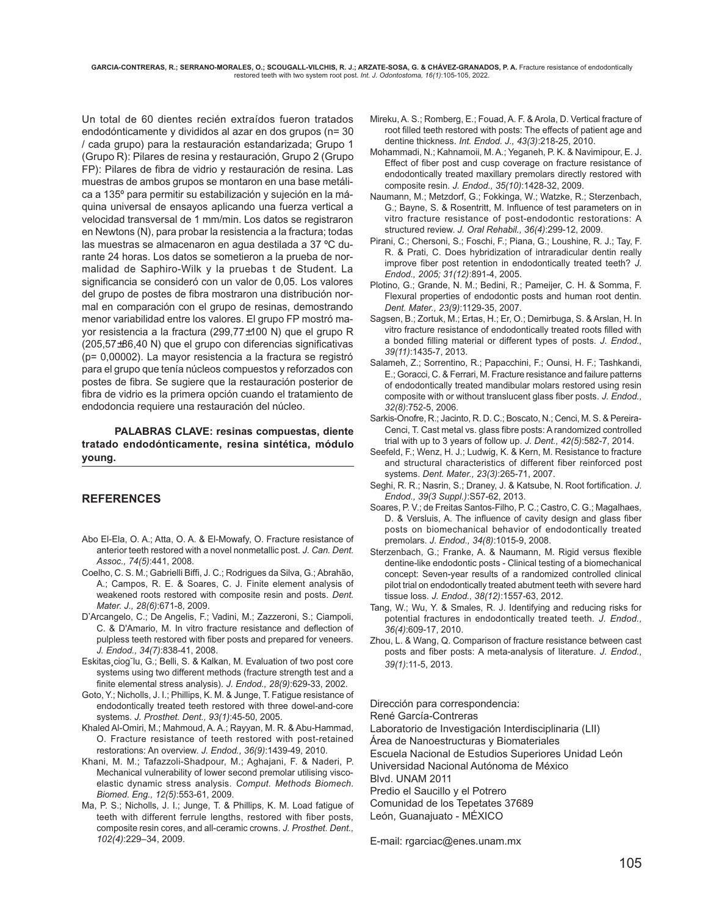Un total de 60 dientes recién extraídos fueron tratados endodónticamente y divididos al azar en dos grupos (n= 30 / cada grupo) para la restauración estandarizada; Grupo 1 (Grupo R): Pilares de resina y restauración, Grupo 2 (Grupo FP): Pilares de fibra de vidrio y restauración de resina. Las muestras de ambos grupos se montaron en una base metálica a 135º para permitir su estabilización y sujeción en la máquina universal de ensayos aplicando una fuerza vertical a velocidad transversal de 1 mm/min. Los datos se registraron en Newtons (N), para probar la resistencia a la fractura; todas las muestras se almacenaron en agua destilada a 37 ºC durante 24 horas. Los datos se sometieron a la prueba de normalidad de Saphiro-Wilk y la pruebas t de Student. La significancia se consideró con un valor de 0,05. Los valores del grupo de postes de fibra mostraron una distribución normal en comparación con el grupo de resinas, demostrando menor variabilidad entre los valores. El grupo FP mostró mayor resistencia a la fractura (299,77±100 N) que el grupo R (205,57±86,40 N) que el grupo con diferencias significativas (p= 0,00002). La mayor resistencia a la fractura se registró para el grupo que tenía núcleos compuestos y reforzados con postes de fibra. Se sugiere que la restauración posterior de fibra de vidrio es la primera opción cuando el tratamiento de endodoncia requiere una restauración del núcleo.

**PALABRAS CLAVE: resinas compuestas, diente tratado endodónticamente, resina sintética, módulo young.**

## REFERENCES

Abo El-Ela, O. A.; Atta, O. A. & El-Mowafy, O. Fracture resistance of anterior teeth restored with a novel nonmetallic post. *J. Can. Dent. Assoc., 74(5)*:441, 2008.

Coelho, C. S. M.; Gabrielli Biffi, J. C.; Rodrigues da Silva, G.; Abrahão, A.; Campos, R. E. & Soares, C. J. Finite element analysis of weakened roots restored with composite resin and posts. *Dent. Mater. J., 28(6)*:671-8, 2009.

D'Arcangelo, C.; De Angelis, F.; Vadini, M.; Zazzeroni, S.; Ciampoli, C. & D'Amario, M. In vitro fracture resistance and deflection of pulpless teeth restored with fiber posts and prepared for veneers. *J. Endod., 34(7)*:838-41, 2008.

Eskitas¸ciog˘lu, G.; Belli, S. & Kalkan, M. Evaluation of two post core systems using two different methods (fracture strength test and a finite elemental stress analysis). *J. Endod., 28(9)*:629-33, 2002.

Goto, Y.; Nicholls, J. I.; Phillips, K. M. & Junge, T. Fatigue resistance of endodontically treated teeth restored with three dowel-and-core systems. *J. Prosthet. Dent., 93(1)*:45-50, 2005.

Khaled Al-Omiri, M.; Mahmoud, A. A.; Rayyan, M. R. & Abu-Hammad, O. Fracture resistance of teeth restored with post-retained restorations: An overview. *J. Endod., 36(9)*:1439-49, 2010.

Khani, M. M.; Tafazzoli-Shadpour, M.; Aghajani, F. & Naderi, P. Mechanical vulnerability of lower second premolar utilising visco-elastic dynamic stress analysis. *Comput. Methods Biomech. Biomed. Eng., 12(5)*:553-61, 2009.

Ma, P. S.; Nicholls, J. I.; Junge, T. & Phillips, K. M. Load fatigue of teeth with different ferrule lengths, restored with fiber posts, composite resin cores, and all-ceramic crowns. *J. Prosthet. Dent., 102(4)*:229–34, 2009.

Mireku, A. S.; Romberg, E.; Fouad, A. F. & Arola, D. Vertical fracture of root filled teeth restored with posts: The effects of patient age and dentine thickness. *Int. Endod. J., 43(3)*:218-25, 2010.

Mohammadi, N.; Kahnamoii, M. A.; Yeganeh, P. K. & Navimipour, E. J. Effect of fiber post and cusp coverage on fracture resistance of endodontically treated maxillary premolars directly restored with composite resin. *J. Endod., 35(10)*:1428-32, 2009.

Naumann, M.; Metzdorf, G.; Fokkinga, W.; Watzke, R.; Sterzenbach, G.; Bayne, S. & Rosentritt, M. Influence of test parameters on in vitro fracture resistance of post-endodontic restorations: A structured review. *J. Oral Rehabil., 36(4)*:299-12, 2009.

Pirani, C.; Chersoni, S.; Foschi, F.; Piana, G.; Loushine, R. J.; Tay, F. R. & Prati, C. Does hybridization of intraradicular dentin really improve fiber post retention in endodontically treated teeth? *J. Endod., 2005; 31(12)*:891-4, 2005.

Plotino, G.; Grande, N. M.; Bedini, R.; Pameijer, C. H. & Somma, F. Flexural properties of endodontic posts and human root dentin. *Dent. Mater., 23(9)*:1129-35, 2007.

Sagsen, B.; Zortuk, M.; Ertas, H.; Er, O.; Demirbuga, S. & Arslan, H. In vitro fracture resistance of endodontically treated roots filled with a bonded filling material or different types of posts. *J. Endod., 39(11)*:1435-7, 2013.

Salameh, Z.; Sorrentino, R.; Papacchini, F.; Ounsi, H. F.; Tashkandi, E.; Goracci, C. & Ferrari, M. Fracture resistance and failure patterns of endodontically treated mandibular molars restored using resin composite with or without translucent glass fiber posts. *J. Endod., 32(8)*:752-5, 2006.

Sarkis-Onofre, R.; Jacinto, R. D. C.; Boscato, N.; Cenci, M. S. & Pereira-Cenci, T. Cast metal vs. glass fibre posts: A randomized controlled trial with up to 3 years of follow up. *J. Dent., 42(5)*:582-7, 2014.

Seefeld, F.; Wenz, H. J.; Ludwig, K. & Kern, M. Resistance to fracture and structural characteristics of different fiber reinforced post systems. *Dent. Mater., 23(3)*:265-71, 2007.

Seghi, R. R.; Nasrin, S.; Draney, J. & Katsube, N. Root fortification. *J. Endod., 39(3 Suppl.)*:S57-62, 2013.

Soares, P. V.; de Freitas Santos-Filho, P. C.; Castro, C. G.; Magalhaes, D. & Versluis, A. The influence of cavity design and glass fiber posts on biomechanical behavior of endodontically treated premolars. *J. Endod., 34(8)*:1015-9, 2008.

Sterzenbach, G.; Franke, A. & Naumann, M. Rigid versus flexible dentine-like endodontic posts - Clinical testing of a biomechanical concept: Seven-year results of a randomized controlled clinical pilot trial on endodontically treated abutment teeth with severe hard tissue loss. *J. Endod., 38(12)*:1557-63, 2012.

Tang, W.; Wu, Y. & Smales, R. J. Identifying and reducing risks for potential fractures in endodontically treated teeth. *J. Endod., 36(4)*:609-17, 2010.

Zhou, L. & Wang, Q. Comparison of fracture resistance between cast posts and fiber posts: A meta-analysis of literature. *J. Endod., 39(1)*:11-5, 2013.

Dirección para correspondencia:
René García-Contreras
Laboratorio de Investigación Interdisciplinaria (LII)
Área de Nanoestructuras y Biomateriales
Escuela Nacional de Estudios Superiores Unidad León
Universidad Nacional Autónoma de México
Blvd. UNAM 2011
Predio el Saucillo y el Potrero
Comunidad de los Tepetates 37689
León, Guanajuato - MÉXICO

E-mail: rgarciac@enes.unam.mx